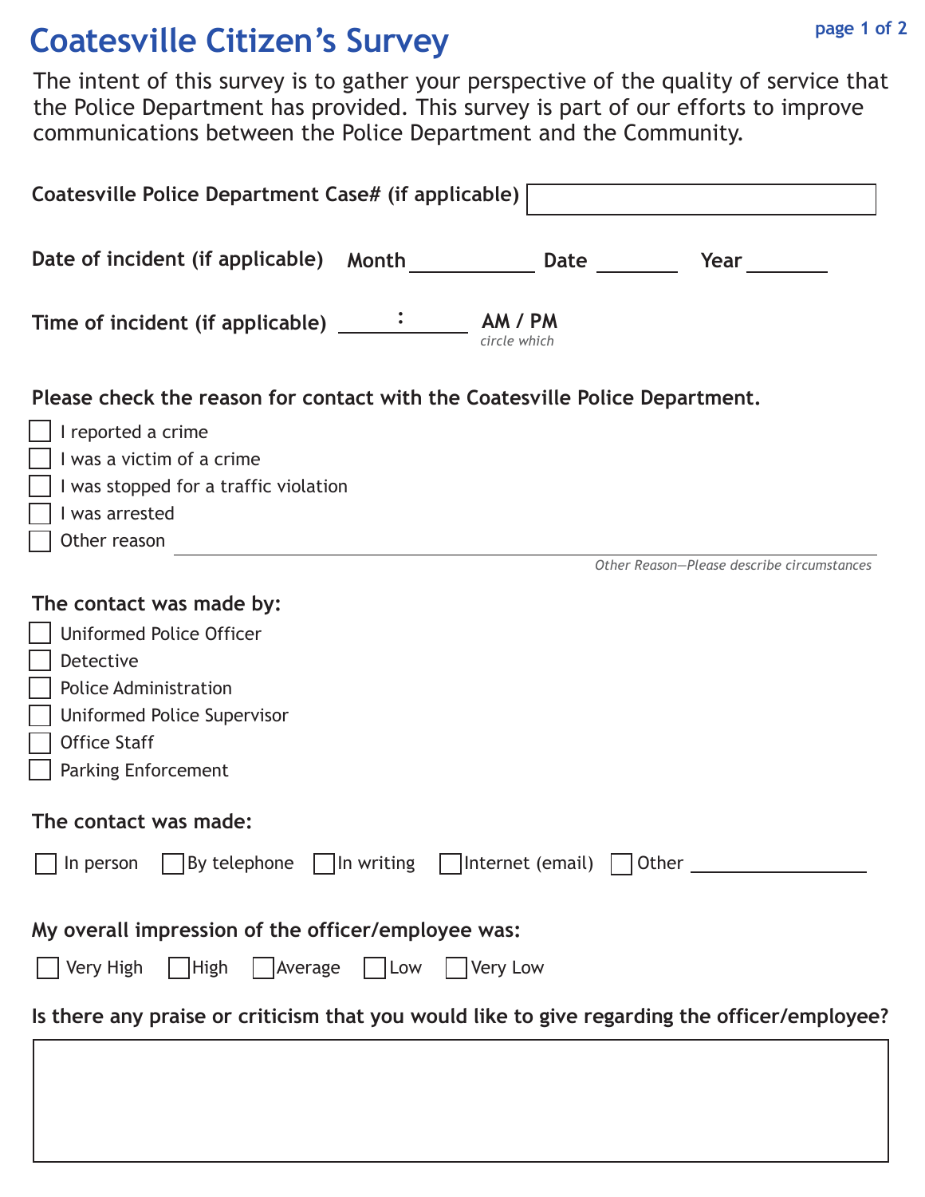# Coatesville Citizen's Survey

The intent of this survey is to gather your perspective of the quality of service that the Police Department has provided. This survey is part of our efforts to improve communications between the Police Department and the Community.

**Coatesville Police Department Case# (if applicable)** ____________________

**Date of incident (if applicable)** **Month** __________ **Date** ________ **Year** ________

**Time of incident (if applicable)** ____:____ **AM / PM** *circle which*

**Please check the reason for contact with the Coatesville Police Department.**

- ☐ I reported a crime
- ☐ I was a victim of a crime
- ☐ I was stopped for a traffic violation
- ☐ I was arrested
- ☐ Other reason ______________________________

*Other Reason—Please describe circumstances*

**The contact was made by:**

- ☐ Uniformed Police Officer
- ☐ Detective
- ☐ Police Administration
- ☐ Uniformed Police Supervisor
- ☐ Office Staff
- ☐ Parking Enforcement

**The contact was made:**

☐ In person ☐ By telephone ☐ In writing ☐ Internet (email) ☐ Other ______________

**My overall impression of the officer/employee was:**

☐ Very High ☐ High ☐ Average ☐ Low ☐ Very Low

**Is there any praise or criticism that you would like to give regarding the officer/employee?**

______________________________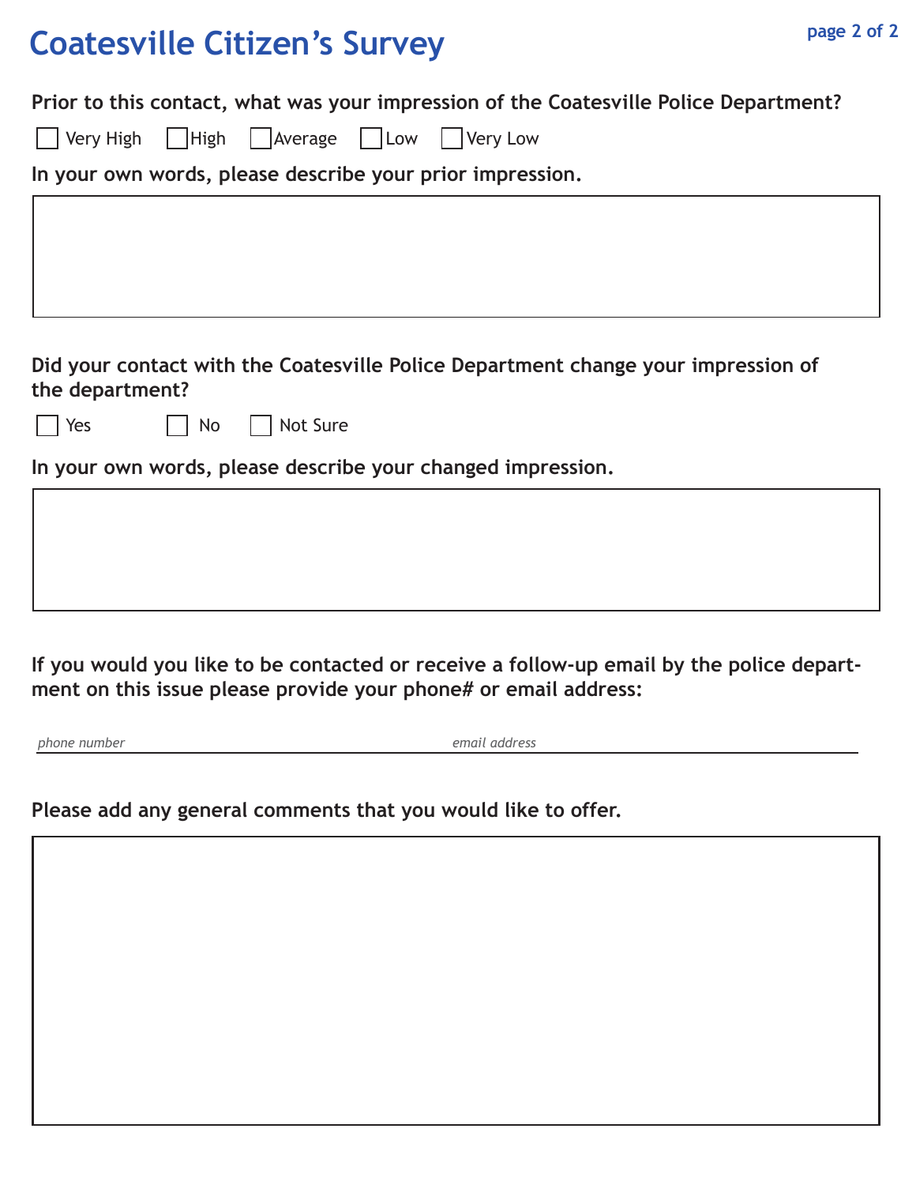# Coatesville Citizen's Survey

**Prior to this contact, what was your impression of the Coatesville Police Department?**

☐ Very High ☐ High ☐ Average ☐ Low ☐ Very Low

**In your own words, please describe your prior impression.**

**Did your contact with the Coatesville Police Department change your impression of the department?**

☐ Yes ☐ No ☐ Not Sure

**In your own words, please describe your changed impression.**

**If you would you like to be contacted or receive a follow-up email by the police department on this issue please provide your phone# or email address:**

*phone number* *email address*

**Please add any general comments that you would like to offer.**